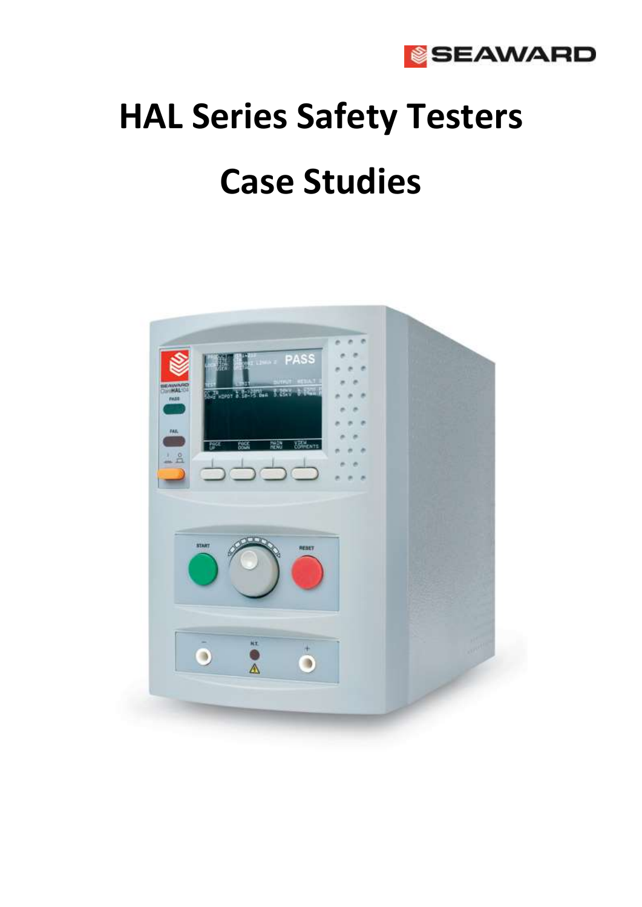# HAL Series Safety Testers

# Case Studies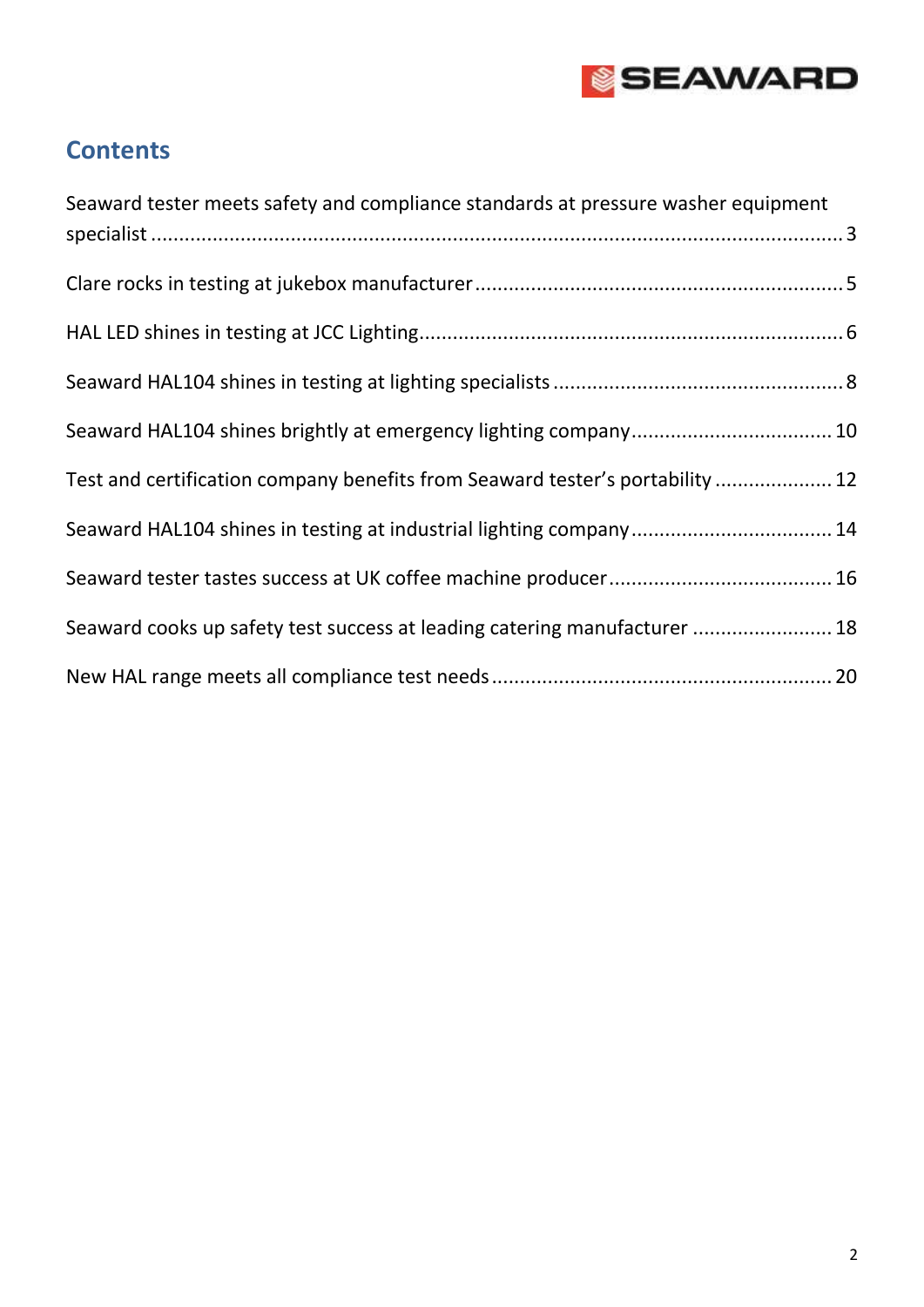## Contents

Seaward tester meets safety and compliance standards at pressure washer equipment specialist ........ 3

Clare rocks in testing at jukebox manufacturer ........ 5

HAL LED shines in testing at JCC Lighting........ 6

Seaward HAL104 shines in testing at lighting specialists ........ 8

Seaward HAL104 shines brightly at emergency lighting company........ 10

Test and certification company benefits from Seaward tester's portability ........ 12

Seaward HAL104 shines in testing at industrial lighting company........ 14

Seaward tester tastes success at UK coffee machine producer........ 16

Seaward cooks up safety test success at leading catering manufacturer ........ 18

New HAL range meets all compliance test needs........ 20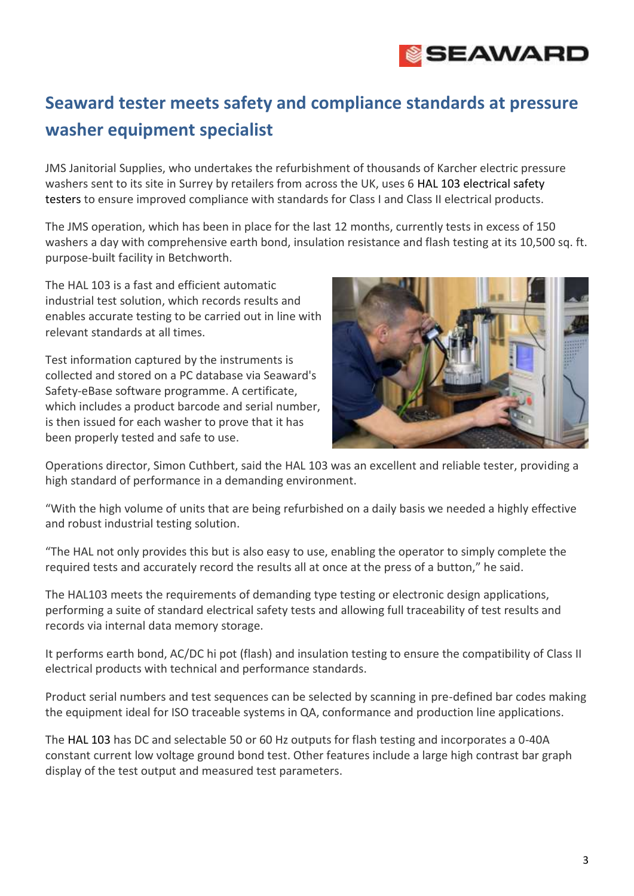## Seaward tester meets safety and compliance standards at pressure washer equipment specialist

JMS Janitorial Supplies, who undertakes the refurbishment of thousands of Karcher electric pressure washers sent to its site in Surrey by retailers from across the UK, uses 6 HAL 103 electrical safety testers to ensure improved compliance with standards for Class I and Class II electrical products.

The JMS operation, which has been in place for the last 12 months, currently tests in excess of 150 washers a day with comprehensive earth bond, insulation resistance and flash testing at its 10,500 sq. ft. purpose-built facility in Betchworth.

The HAL 103 is a fast and efficient automatic industrial test solution, which records results and enables accurate testing to be carried out in line with relevant standards at all times.

Test information captured by the instruments is collected and stored on a PC database via Seaward's Safety-eBase software programme. A certificate, which includes a product barcode and serial number, is then issued for each washer to prove that it has been properly tested and safe to use.

Operations director, Simon Cuthbert, said the HAL 103 was an excellent and reliable tester, providing a high standard of performance in a demanding environment.

“With the high volume of units that are being refurbished on a daily basis we needed a highly effective and robust industrial testing solution.

“The HAL not only provides this but is also easy to use, enabling the operator to simply complete the required tests and accurately record the results all at once at the press of a button,” he said.

The HAL103 meets the requirements of demanding type testing or electronic design applications, performing a suite of standard electrical safety tests and allowing full traceability of test results and records via internal data memory storage.

It performs earth bond, AC/DC hi pot (flash) and insulation testing to ensure the compatibility of Class II electrical products with technical and performance standards.

Product serial numbers and test sequences can be selected by scanning in pre-defined bar codes making the equipment ideal for ISO traceable systems in QA, conformance and production line applications.

The HAL 103 has DC and selectable 50 or 60 Hz outputs for flash testing and incorporates a 0-40A constant current low voltage ground bond test. Other features include a large high contrast bar graph display of the test output and measured test parameters.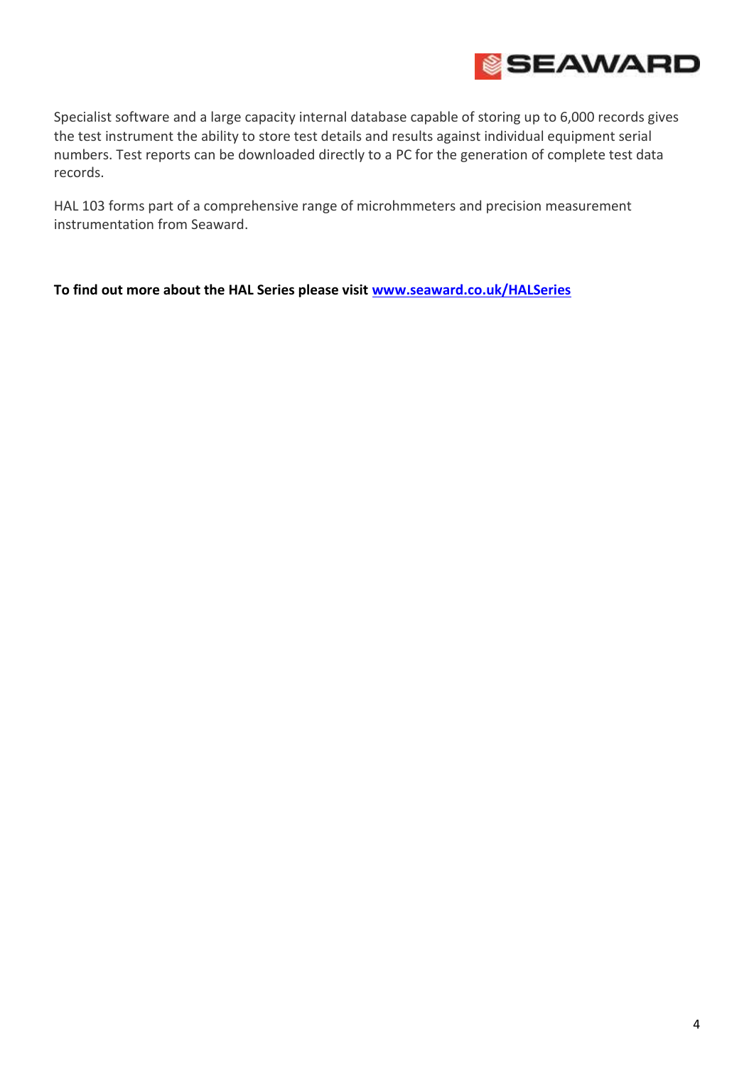Specialist software and a large capacity internal database capable of storing up to 6,000 records gives the test instrument the ability to store test details and results against individual equipment serial numbers. Test reports can be downloaded directly to a PC for the generation of complete test data records.

HAL 103 forms part of a comprehensive range of microhmmeters and precision measurement instrumentation from Seaward.

**To find out more about the HAL Series please visit [www.seaward.co.uk/HALSeries](www.seaward.co.uk/HALSeries)**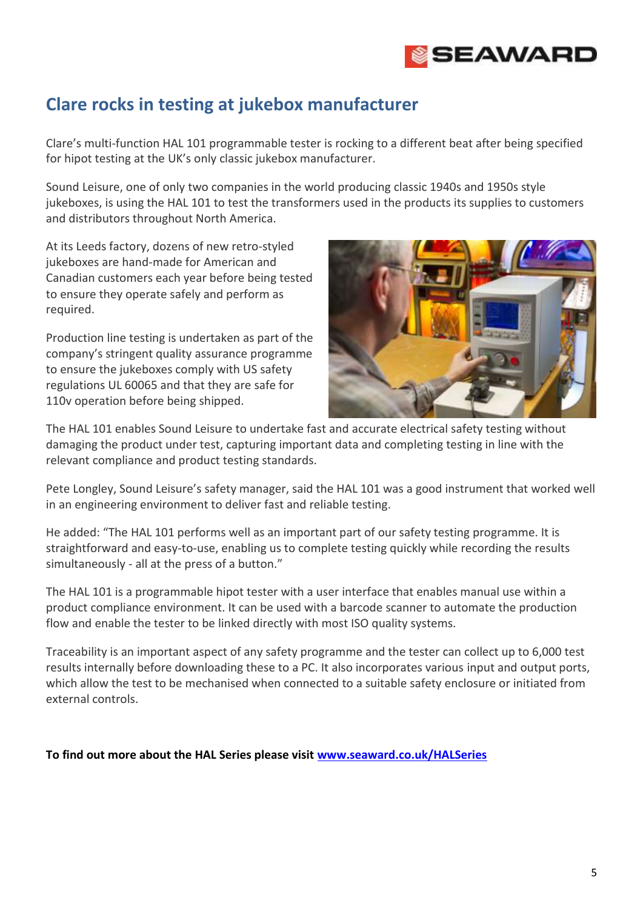## Clare rocks in testing at jukebox manufacturer

Clare's multi-function HAL 101 programmable tester is rocking to a different beat after being specified for hipot testing at the UK's only classic jukebox manufacturer.

Sound Leisure, one of only two companies in the world producing classic 1940s and 1950s style jukeboxes, is using the HAL 101 to test the transformers used in the products its supplies to customers and distributors throughout North America.

At its Leeds factory, dozens of new retro-styled jukeboxes are hand-made for American and Canadian customers each year before being tested to ensure they operate safely and perform as required.

Production line testing is undertaken as part of the company's stringent quality assurance programme to ensure the jukeboxes comply with US safety regulations UL 60065 and that they are safe for 110v operation before being shipped.

The HAL 101 enables Sound Leisure to undertake fast and accurate electrical safety testing without damaging the product under test, capturing important data and completing testing in line with the relevant compliance and product testing standards.

Pete Longley, Sound Leisure's safety manager, said the HAL 101 was a good instrument that worked well in an engineering environment to deliver fast and reliable testing.

He added: "The HAL 101 performs well as an important part of our safety testing programme. It is straightforward and easy-to-use, enabling us to complete testing quickly while recording the results simultaneously - all at the press of a button."

The HAL 101 is a programmable hipot tester with a user interface that enables manual use within a product compliance environment. It can be used with a barcode scanner to automate the production flow and enable the tester to be linked directly with most ISO quality systems.

Traceability is an important aspect of any safety programme and the tester can collect up to 6,000 test results internally before downloading these to a PC. It also incorporates various input and output ports, which allow the test to be mechanised when connected to a suitable safety enclosure or initiated from external controls.

**To find out more about the HAL Series please visit [www.seaward.co.uk/HALSeries](www.seaward.co.uk/HALSeries)**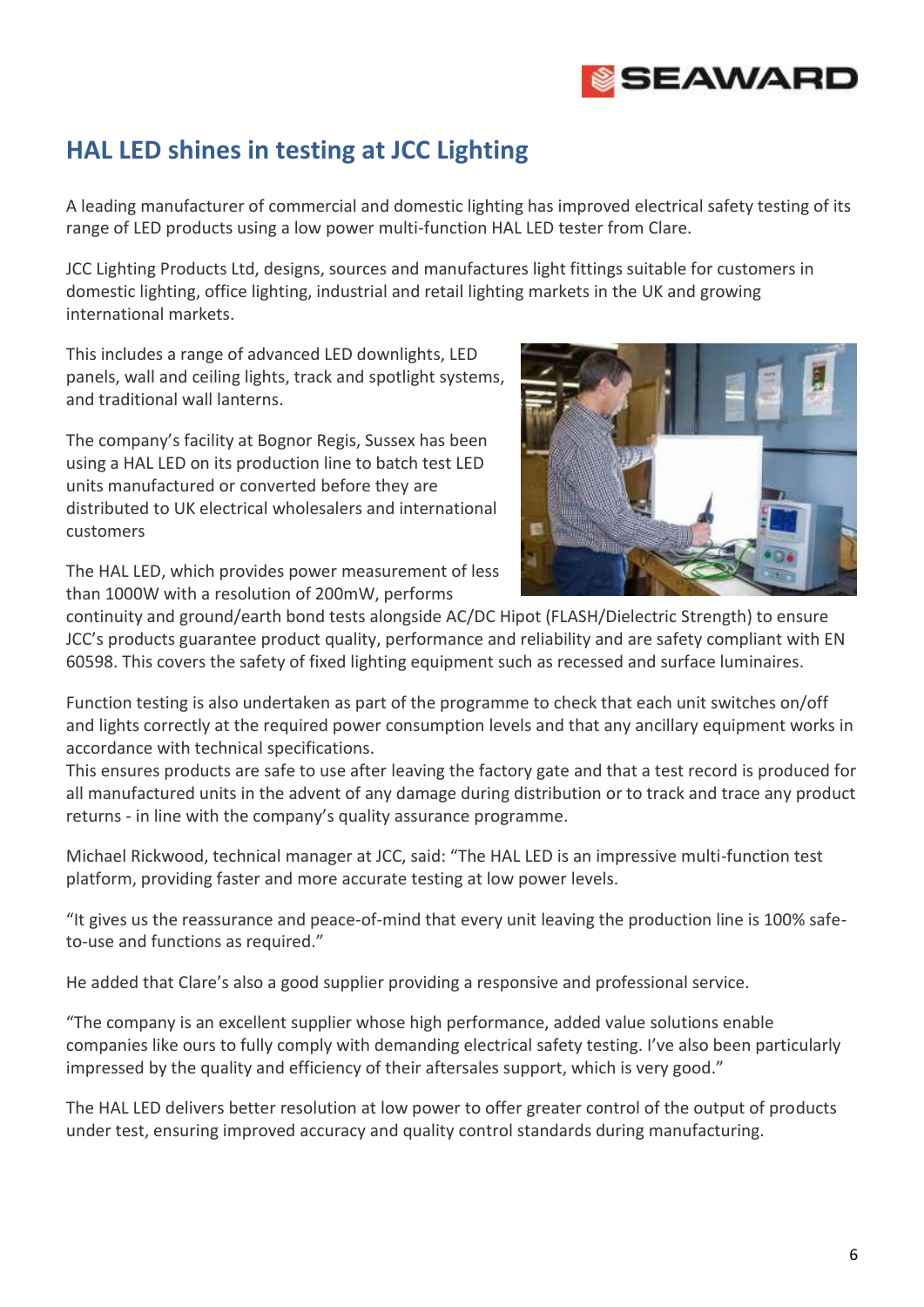## HAL LED shines in testing at JCC Lighting

A leading manufacturer of commercial and domestic lighting has improved electrical safety testing of its range of LED products using a low power multi-function HAL LED tester from Clare.

JCC Lighting Products Ltd, designs, sources and manufactures light fittings suitable for customers in domestic lighting, office lighting, industrial and retail lighting markets in the UK and growing international markets.

This includes a range of advanced LED downlights, LED panels, wall and ceiling lights, track and spotlight systems, and traditional wall lanterns.

The company's facility at Bognor Regis, Sussex has been using a HAL LED on its production line to batch test LED units manufactured or converted before they are distributed to UK electrical wholesalers and international customers

The HAL LED, which provides power measurement of less than 1000W with a resolution of 200mW, performs continuity and ground/earth bond tests alongside AC/DC Hipot (FLASH/Dielectric Strength) to ensure JCC's products guarantee product quality, performance and reliability and are safety compliant with EN 60598. This covers the safety of fixed lighting equipment such as recessed and surface luminaires.

Function testing is also undertaken as part of the programme to check that each unit switches on/off and lights correctly at the required power consumption levels and that any ancillary equipment works in accordance with technical specifications.
This ensures products are safe to use after leaving the factory gate and that a test record is produced for all manufactured units in the advent of any damage during distribution or to track and trace any product returns - in line with the company's quality assurance programme.

Michael Rickwood, technical manager at JCC, said: "The HAL LED is an impressive multi-function test platform, providing faster and more accurate testing at low power levels.

"It gives us the reassurance and peace-of-mind that every unit leaving the production line is 100% safe-to-use and functions as required."

He added that Clare's also a good supplier providing a responsive and professional service.

"The company is an excellent supplier whose high performance, added value solutions enable companies like ours to fully comply with demanding electrical safety testing. I've also been particularly impressed by the quality and efficiency of their aftersales support, which is very good."

The HAL LED delivers better resolution at low power to offer greater control of the output of products under test, ensuring improved accuracy and quality control standards during manufacturing.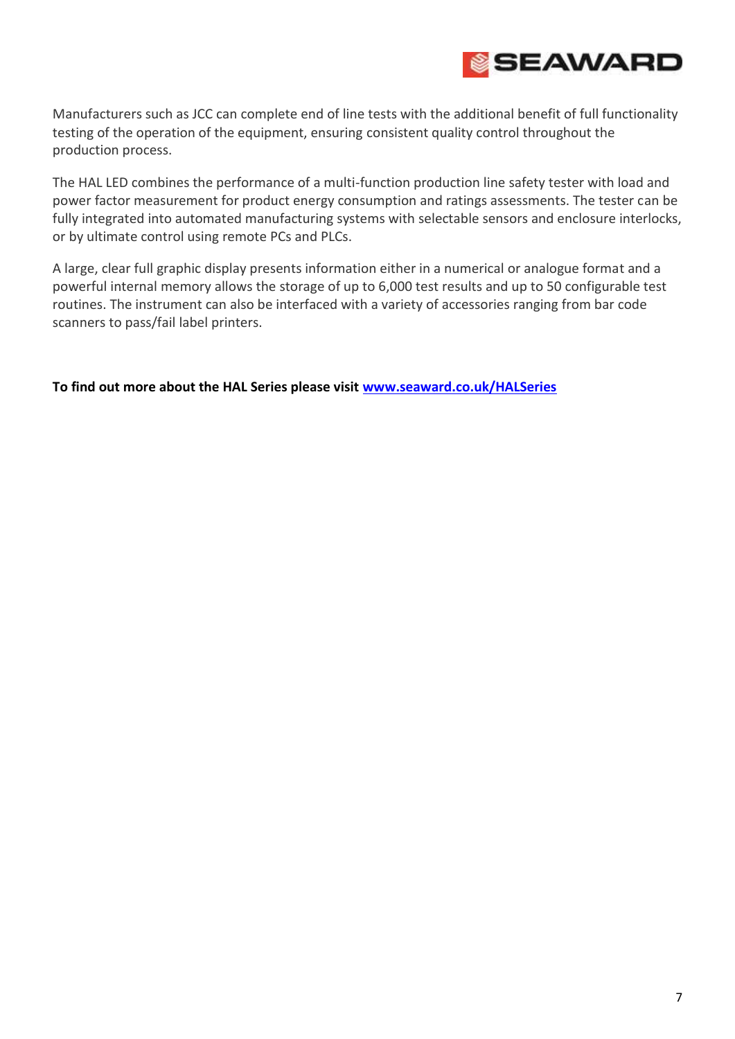Manufacturers such as JCC can complete end of line tests with the additional benefit of full functionality testing of the operation of the equipment, ensuring consistent quality control throughout the production process.

The HAL LED combines the performance of a multi-function production line safety tester with load and power factor measurement for product energy consumption and ratings assessments. The tester can be fully integrated into automated manufacturing systems with selectable sensors and enclosure interlocks, or by ultimate control using remote PCs and PLCs.

A large, clear full graphic display presents information either in a numerical or analogue format and a powerful internal memory allows the storage of up to 6,000 test results and up to 50 configurable test routines. The instrument can also be interfaced with a variety of accessories ranging from bar code scanners to pass/fail label printers.

**To find out more about the HAL Series please visit [www.seaward.co.uk/HALSeries](www.seaward.co.uk/HALSeries)**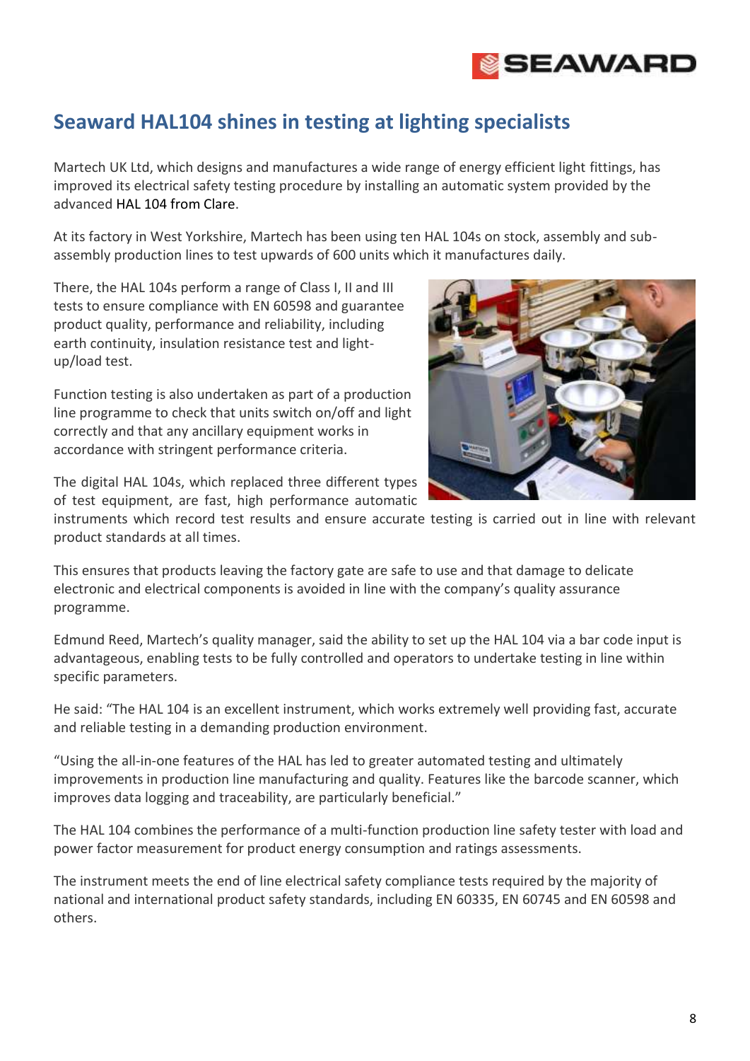## Seaward HAL104 shines in testing at lighting specialists

Martech UK Ltd, which designs and manufactures a wide range of energy efficient light fittings, has improved its electrical safety testing procedure by installing an automatic system provided by the advanced HAL 104 from Clare.

At its factory in West Yorkshire, Martech has been using ten HAL 104s on stock, assembly and sub-assembly production lines to test upwards of 600 units which it manufactures daily.

There, the HAL 104s perform a range of Class I, II and III tests to ensure compliance with EN 60598 and guarantee product quality, performance and reliability, including earth continuity, insulation resistance test and light-up/load test.

Function testing is also undertaken as part of a production line programme to check that units switch on/off and light correctly and that any ancillary equipment works in accordance with stringent performance criteria.

The digital HAL 104s, which replaced three different types of test equipment, are fast, high performance automatic instruments which record test results and ensure accurate testing is carried out in line with relevant product standards at all times.

This ensures that products leaving the factory gate are safe to use and that damage to delicate electronic and electrical components is avoided in line with the company's quality assurance programme.

Edmund Reed, Martech's quality manager, said the ability to set up the HAL 104 via a bar code input is advantageous, enabling tests to be fully controlled and operators to undertake testing in line within specific parameters.

He said: "The HAL 104 is an excellent instrument, which works extremely well providing fast, accurate and reliable testing in a demanding production environment.

"Using the all-in-one features of the HAL has led to greater automated testing and ultimately improvements in production line manufacturing and quality. Features like the barcode scanner, which improves data logging and traceability, are particularly beneficial."

The HAL 104 combines the performance of a multi-function production line safety tester with load and power factor measurement for product energy consumption and ratings assessments.

The instrument meets the end of line electrical safety compliance tests required by the majority of national and international product safety standards, including EN 60335, EN 60745 and EN 60598 and others.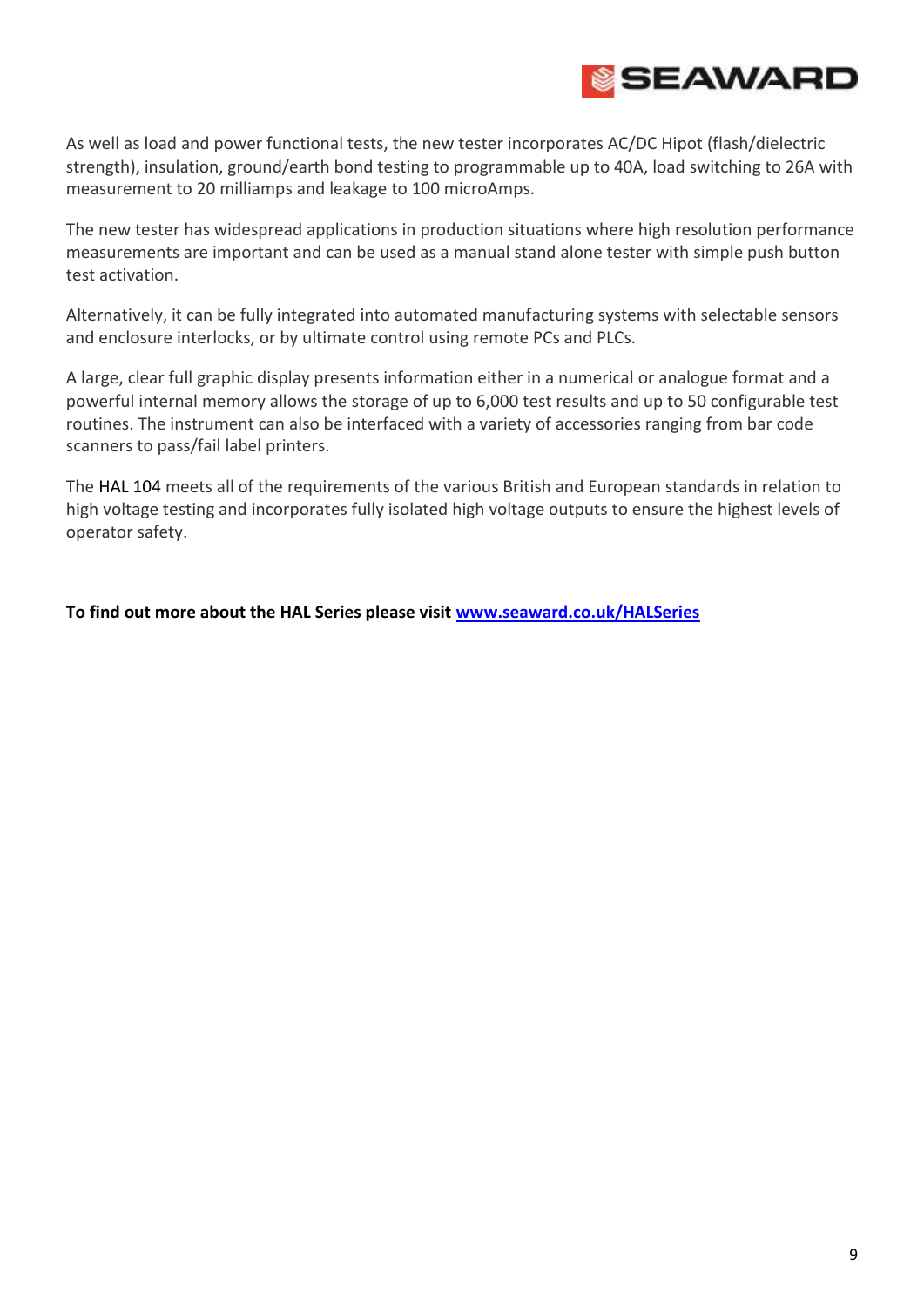As well as load and power functional tests, the new tester incorporates AC/DC Hipot (flash/dielectric strength), insulation, ground/earth bond testing to programmable up to 40A, load switching to 26A with measurement to 20 milliamps and leakage to 100 microAmps.

The new tester has widespread applications in production situations where high resolution performance measurements are important and can be used as a manual stand alone tester with simple push button test activation.

Alternatively, it can be fully integrated into automated manufacturing systems with selectable sensors and enclosure interlocks, or by ultimate control using remote PCs and PLCs.

A large, clear full graphic display presents information either in a numerical or analogue format and a powerful internal memory allows the storage of up to 6,000 test results and up to 50 configurable test routines. The instrument can also be interfaced with a variety of accessories ranging from bar code scanners to pass/fail label printers.

The HAL 104 meets all of the requirements of the various British and European standards in relation to high voltage testing and incorporates fully isolated high voltage outputs to ensure the highest levels of operator safety.

**To find out more about the HAL Series please visit [www.seaward.co.uk/HALSeries](http://www.seaward.co.uk/HALSeries)**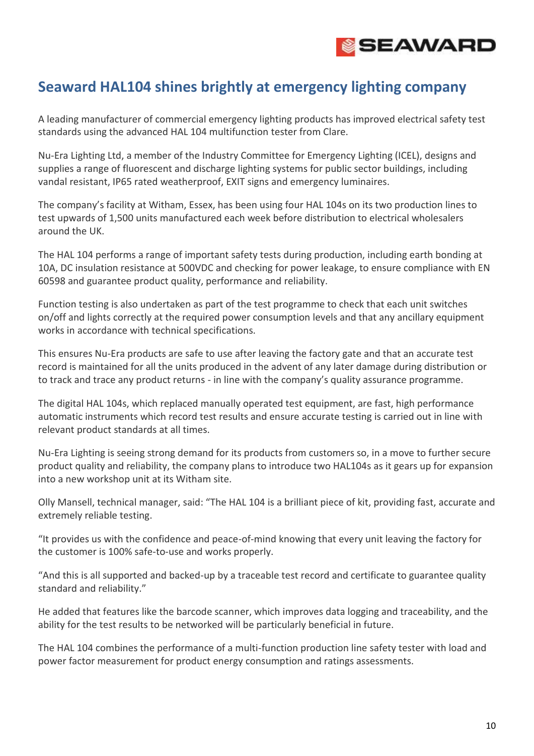## Seaward HAL104 shines brightly at emergency lighting company

A leading manufacturer of commercial emergency lighting products has improved electrical safety test standards using the advanced HAL 104 multifunction tester from Clare.

Nu-Era Lighting Ltd, a member of the Industry Committee for Emergency Lighting (ICEL), designs and supplies a range of fluorescent and discharge lighting systems for public sector buildings, including vandal resistant, IP65 rated weatherproof, EXIT signs and emergency luminaires.

The company's facility at Witham, Essex, has been using four HAL 104s on its two production lines to test upwards of 1,500 units manufactured each week before distribution to electrical wholesalers around the UK.

The HAL 104 performs a range of important safety tests during production, including earth bonding at 10A, DC insulation resistance at 500VDC and checking for power leakage, to ensure compliance with EN 60598 and guarantee product quality, performance and reliability.

Function testing is also undertaken as part of the test programme to check that each unit switches on/off and lights correctly at the required power consumption levels and that any ancillary equipment works in accordance with technical specifications.

This ensures Nu-Era products are safe to use after leaving the factory gate and that an accurate test record is maintained for all the units produced in the advent of any later damage during distribution or to track and trace any product returns - in line with the company's quality assurance programme.

The digital HAL 104s, which replaced manually operated test equipment, are fast, high performance automatic instruments which record test results and ensure accurate testing is carried out in line with relevant product standards at all times.

Nu-Era Lighting is seeing strong demand for its products from customers so, in a move to further secure product quality and reliability, the company plans to introduce two HAL104s as it gears up for expansion into a new workshop unit at its Witham site.

Olly Mansell, technical manager, said: "The HAL 104 is a brilliant piece of kit, providing fast, accurate and extremely reliable testing.

"It provides us with the confidence and peace-of-mind knowing that every unit leaving the factory for the customer is 100% safe-to-use and works properly.

"And this is all supported and backed-up by a traceable test record and certificate to guarantee quality standard and reliability."

He added that features like the barcode scanner, which improves data logging and traceability, and the ability for the test results to be networked will be particularly beneficial in future.

The HAL 104 combines the performance of a multi-function production line safety tester with load and power factor measurement for product energy consumption and ratings assessments.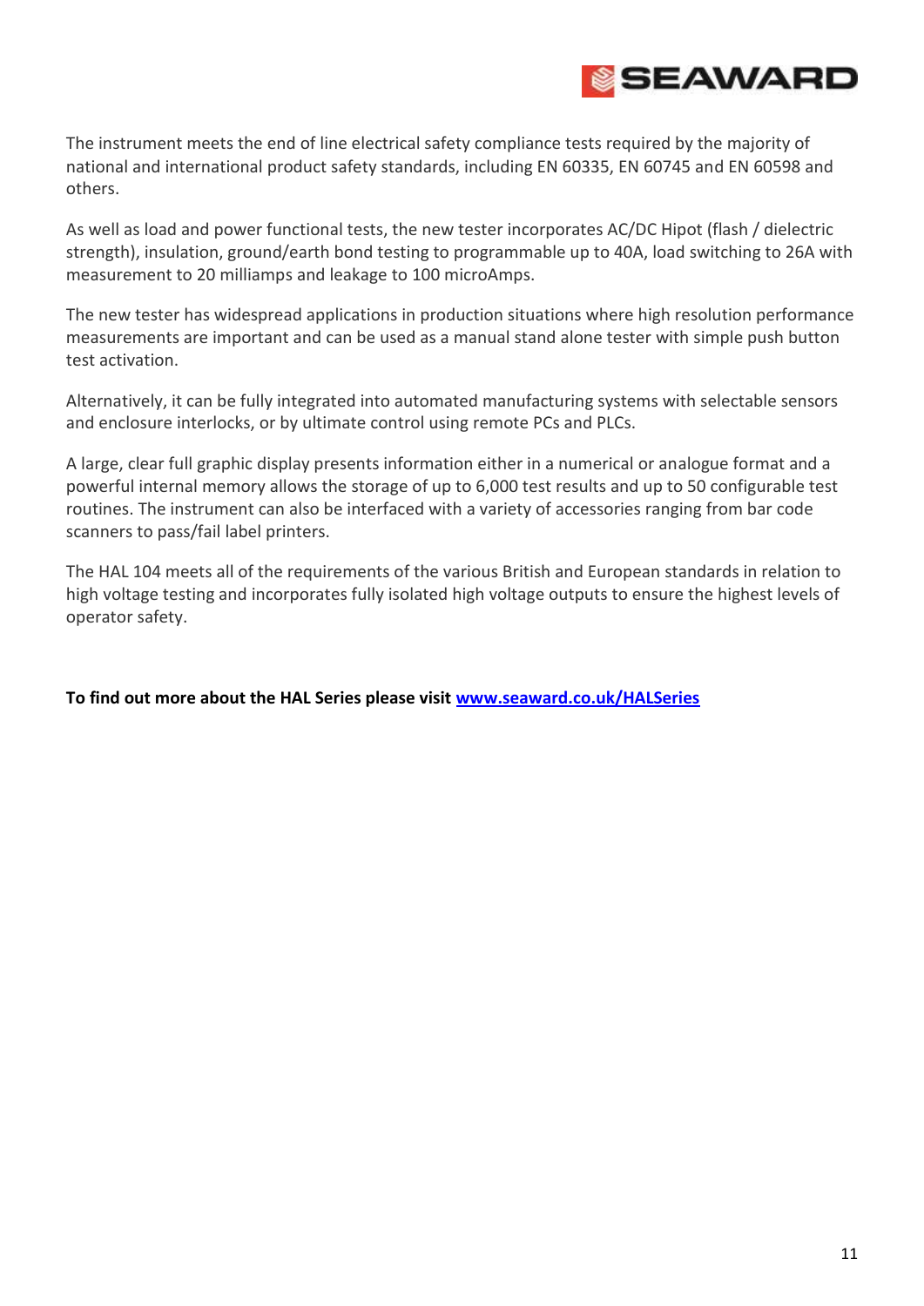The instrument meets the end of line electrical safety compliance tests required by the majority of national and international product safety standards, including EN 60335, EN 60745 and EN 60598 and others.

As well as load and power functional tests, the new tester incorporates AC/DC Hipot (flash / dielectric strength), insulation, ground/earth bond testing to programmable up to 40A, load switching to 26A with measurement to 20 milliamps and leakage to 100 microAmps.

The new tester has widespread applications in production situations where high resolution performance measurements are important and can be used as a manual stand alone tester with simple push button test activation.

Alternatively, it can be fully integrated into automated manufacturing systems with selectable sensors and enclosure interlocks, or by ultimate control using remote PCs and PLCs.

A large, clear full graphic display presents information either in a numerical or analogue format and a powerful internal memory allows the storage of up to 6,000 test results and up to 50 configurable test routines. The instrument can also be interfaced with a variety of accessories ranging from bar code scanners to pass/fail label printers.

The HAL 104 meets all of the requirements of the various British and European standards in relation to high voltage testing and incorporates fully isolated high voltage outputs to ensure the highest levels of operator safety.

**To find out more about the HAL Series please visit [www.seaward.co.uk/HALSeries](http://www.seaward.co.uk/HALSeries)**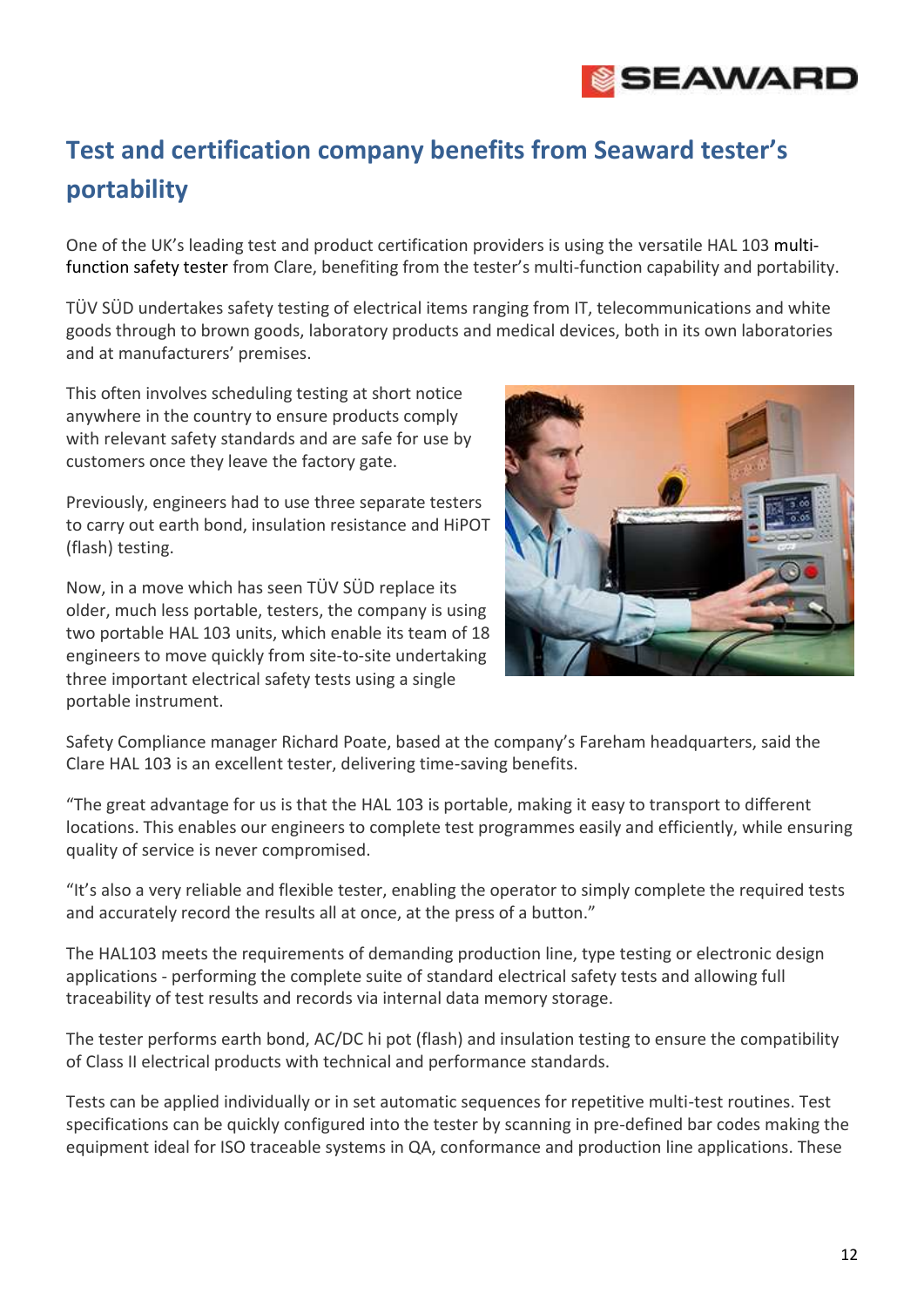## Test and certification company benefits from Seaward tester's portability

One of the UK's leading test and product certification providers is using the versatile HAL 103 multi-function safety tester from Clare, benefiting from the tester's multi-function capability and portability.

TÜV SÜD undertakes safety testing of electrical items ranging from IT, telecommunications and white goods through to brown goods, laboratory products and medical devices, both in its own laboratories and at manufacturers' premises.

This often involves scheduling testing at short notice anywhere in the country to ensure products comply with relevant safety standards and are safe for use by customers once they leave the factory gate.

Previously, engineers had to use three separate testers to carry out earth bond, insulation resistance and HiPOT (flash) testing.

Now, in a move which has seen TÜV SÜD replace its older, much less portable, testers, the company is using two portable HAL 103 units, which enable its team of 18 engineers to move quickly from site-to-site undertaking three important electrical safety tests using a single portable instrument.

Safety Compliance manager Richard Poate, based at the company's Fareham headquarters, said the Clare HAL 103 is an excellent tester, delivering time-saving benefits.

"The great advantage for us is that the HAL 103 is portable, making it easy to transport to different locations. This enables our engineers to complete test programmes easily and efficiently, while ensuring quality of service is never compromised.

"It's also a very reliable and flexible tester, enabling the operator to simply complete the required tests and accurately record the results all at once, at the press of a button."

The HAL103 meets the requirements of demanding production line, type testing or electronic design applications - performing the complete suite of standard electrical safety tests and allowing full traceability of test results and records via internal data memory storage.

The tester performs earth bond, AC/DC hi pot (flash) and insulation testing to ensure the compatibility of Class II electrical products with technical and performance standards.

Tests can be applied individually or in set automatic sequences for repetitive multi-test routines. Test specifications can be quickly configured into the tester by scanning in pre-defined bar codes making the equipment ideal for ISO traceable systems in QA, conformance and production line applications. These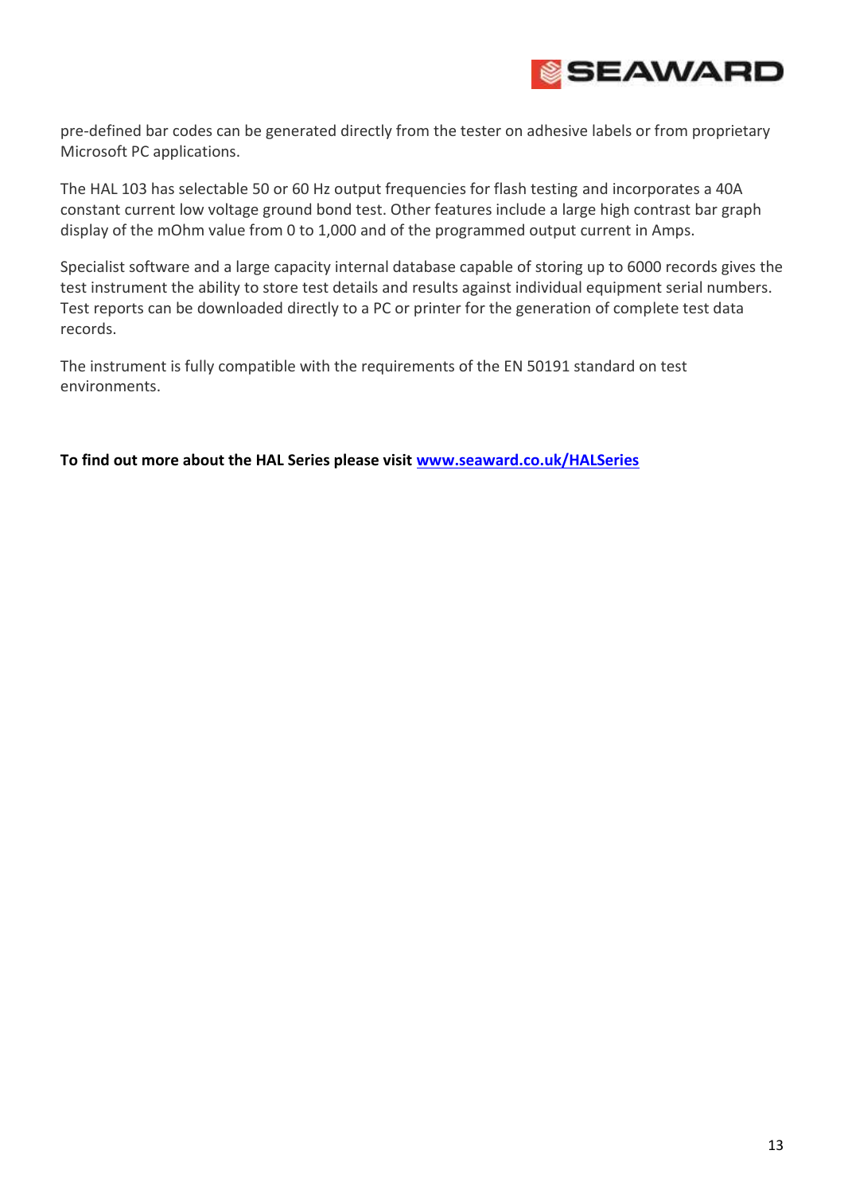pre-defined bar codes can be generated directly from the tester on adhesive labels or from proprietary Microsoft PC applications.

The HAL 103 has selectable 50 or 60 Hz output frequencies for flash testing and incorporates a 40A constant current low voltage ground bond test. Other features include a large high contrast bar graph display of the mOhm value from 0 to 1,000 and of the programmed output current in Amps.

Specialist software and a large capacity internal database capable of storing up to 6000 records gives the test instrument the ability to store test details and results against individual equipment serial numbers. Test reports can be downloaded directly to a PC or printer for the generation of complete test data records.

The instrument is fully compatible with the requirements of the EN 50191 standard on test environments.

**To find out more about the HAL Series please visit [www.seaward.co.uk/HALSeries](http://www.seaward.co.uk/HALSeries)**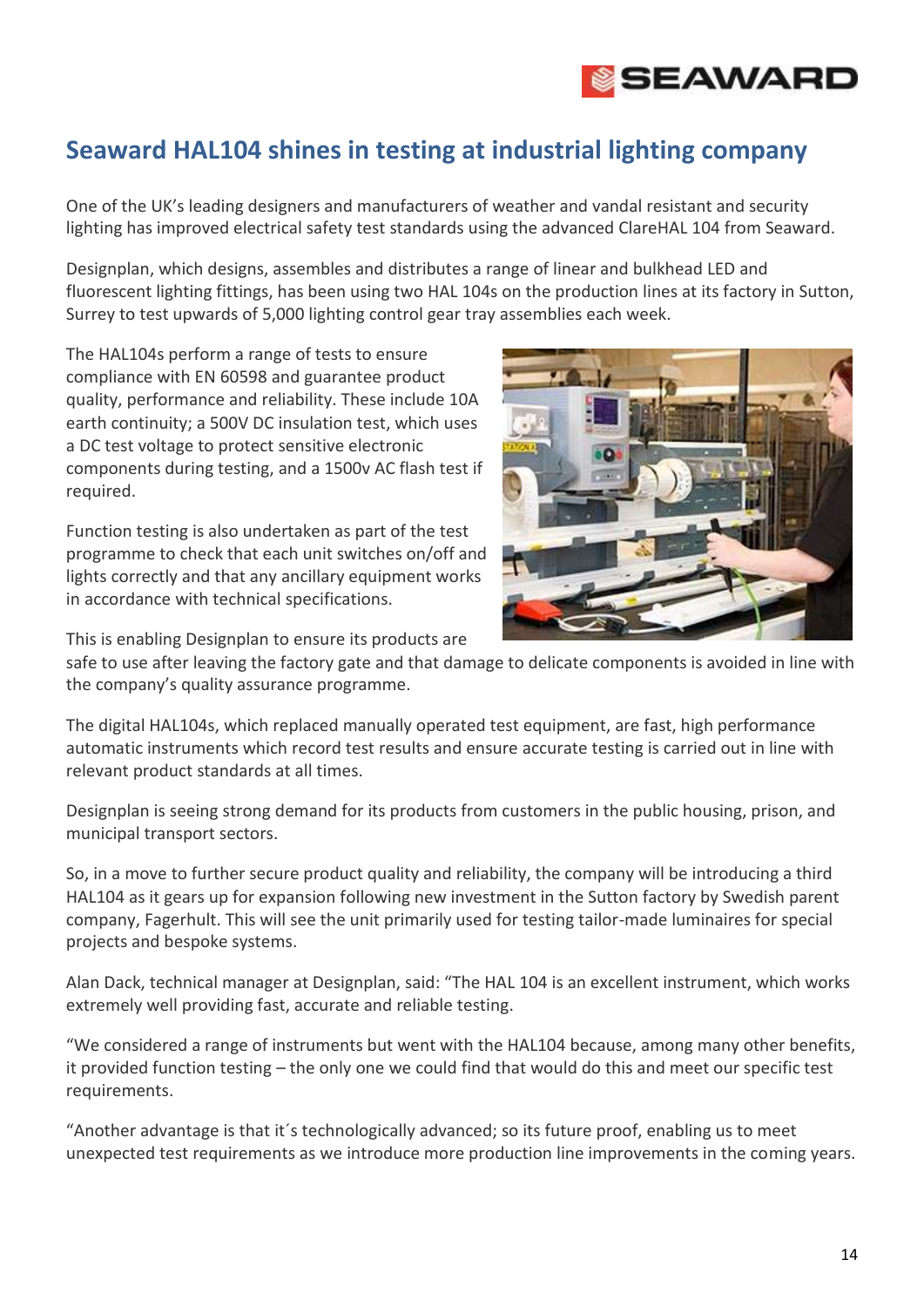## Seaward HAL104 shines in testing at industrial lighting company

One of the UK's leading designers and manufacturers of weather and vandal resistant and security lighting has improved electrical safety test standards using the advanced ClareHAL 104 from Seaward.

Designplan, which designs, assembles and distributes a range of linear and bulkhead LED and fluorescent lighting fittings, has been using two HAL 104s on the production lines at its factory in Sutton, Surrey to test upwards of 5,000 lighting control gear tray assemblies each week.

The HAL104s perform a range of tests to ensure compliance with EN 60598 and guarantee product quality, performance and reliability. These include 10A earth continuity; a 500V DC insulation test, which uses a DC test voltage to protect sensitive electronic components during testing, and a 1500v AC flash test if required.

Function testing is also undertaken as part of the test programme to check that each unit switches on/off and lights correctly and that any ancillary equipment works in accordance with technical specifications.

This is enabling Designplan to ensure its products are safe to use after leaving the factory gate and that damage to delicate components is avoided in line with the company's quality assurance programme.

The digital HAL104s, which replaced manually operated test equipment, are fast, high performance automatic instruments which record test results and ensure accurate testing is carried out in line with relevant product standards at all times.

Designplan is seeing strong demand for its products from customers in the public housing, prison, and municipal transport sectors.

So, in a move to further secure product quality and reliability, the company will be introducing a third HAL104 as it gears up for expansion following new investment in the Sutton factory by Swedish parent company, Fagerhult. This will see the unit primarily used for testing tailor-made luminaires for special projects and bespoke systems.

Alan Dack, technical manager at Designplan, said: "The HAL 104 is an excellent instrument, which works extremely well providing fast, accurate and reliable testing.

"We considered a range of instruments but went with the HAL104 because, among many other benefits, it provided function testing – the only one we could find that would do this and meet our specific test requirements.

"Another advantage is that it´s technologically advanced; so its future proof, enabling us to meet unexpected test requirements as we introduce more production line improvements in the coming years.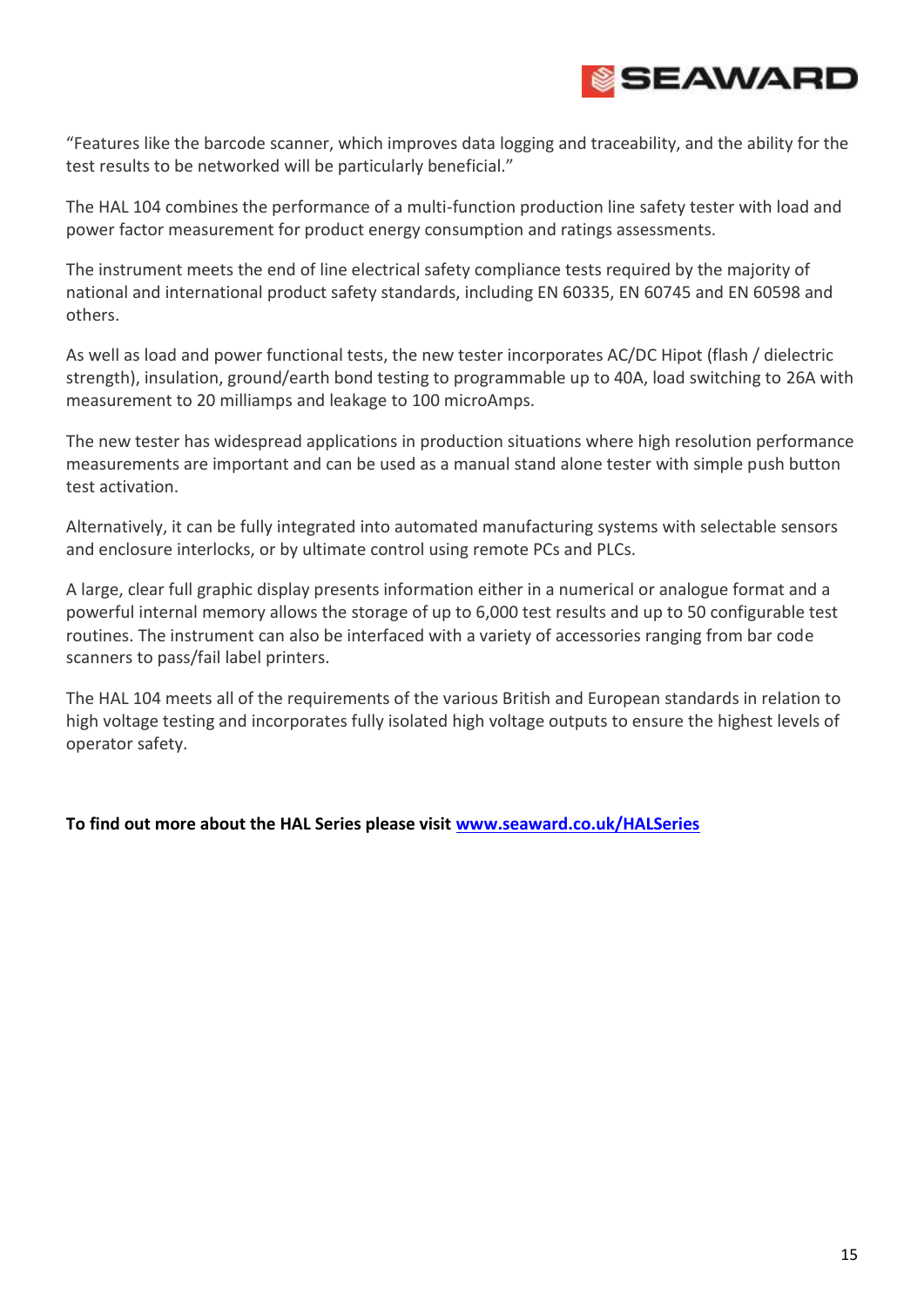"Features like the barcode scanner, which improves data logging and traceability, and the ability for the test results to be networked will be particularly beneficial."

The HAL 104 combines the performance of a multi-function production line safety tester with load and power factor measurement for product energy consumption and ratings assessments.

The instrument meets the end of line electrical safety compliance tests required by the majority of national and international product safety standards, including EN 60335, EN 60745 and EN 60598 and others.

As well as load and power functional tests, the new tester incorporates AC/DC Hipot (flash / dielectric strength), insulation, ground/earth bond testing to programmable up to 40A, load switching to 26A with measurement to 20 milliamps and leakage to 100 microAmps.

The new tester has widespread applications in production situations where high resolution performance measurements are important and can be used as a manual stand alone tester with simple push button test activation.

Alternatively, it can be fully integrated into automated manufacturing systems with selectable sensors and enclosure interlocks, or by ultimate control using remote PCs and PLCs.

A large, clear full graphic display presents information either in a numerical or analogue format and a powerful internal memory allows the storage of up to 6,000 test results and up to 50 configurable test routines. The instrument can also be interfaced with a variety of accessories ranging from bar code scanners to pass/fail label printers.

The HAL 104 meets all of the requirements of the various British and European standards in relation to high voltage testing and incorporates fully isolated high voltage outputs to ensure the highest levels of operator safety.

**To find out more about the HAL Series please visit [www.seaward.co.uk/HALSeries](http://www.seaward.co.uk/HALSeries)**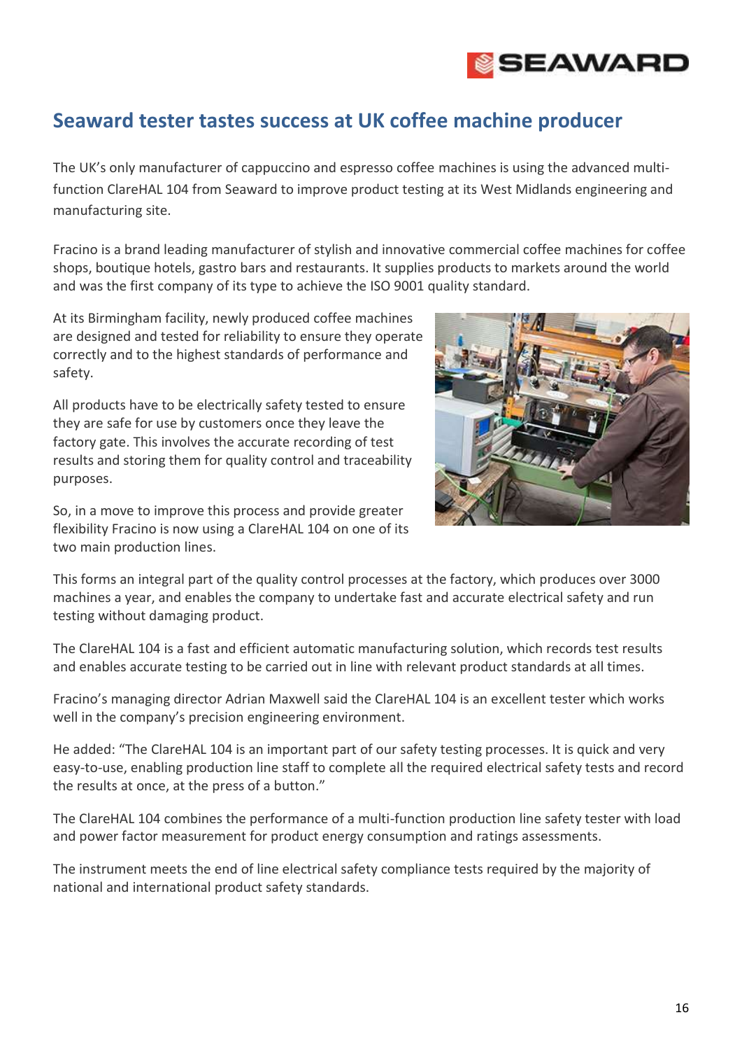# Seaward tester tastes success at UK coffee machine producer

The UK's only manufacturer of cappuccino and espresso coffee machines is using the advanced multi-function ClareHAL 104 from Seaward to improve product testing at its West Midlands engineering and manufacturing site.

Fracino is a brand leading manufacturer of stylish and innovative commercial coffee machines for coffee shops, boutique hotels, gastro bars and restaurants. It supplies products to markets around the world and was the first company of its type to achieve the ISO 9001 quality standard.

At its Birmingham facility, newly produced coffee machines are designed and tested for reliability to ensure they operate correctly and to the highest standards of performance and safety.

All products have to be electrically safety tested to ensure they are safe for use by customers once they leave the factory gate. This involves the accurate recording of test results and storing them for quality control and traceability purposes.

So, in a move to improve this process and provide greater flexibility Fracino is now using a ClareHAL 104 on one of its two main production lines.

This forms an integral part of the quality control processes at the factory, which produces over 3000 machines a year, and enables the company to undertake fast and accurate electrical safety and run testing without damaging product.

The ClareHAL 104 is a fast and efficient automatic manufacturing solution, which records test results and enables accurate testing to be carried out in line with relevant product standards at all times.

Fracino's managing director Adrian Maxwell said the ClareHAL 104 is an excellent tester which works well in the company's precision engineering environment.

He added: "The ClareHAL 104 is an important part of our safety testing processes. It is quick and very easy-to-use, enabling production line staff to complete all the required electrical safety tests and record the results at once, at the press of a button."

The ClareHAL 104 combines the performance of a multi-function production line safety tester with load and power factor measurement for product energy consumption and ratings assessments.

The instrument meets the end of line electrical safety compliance tests required by the majority of national and international product safety standards.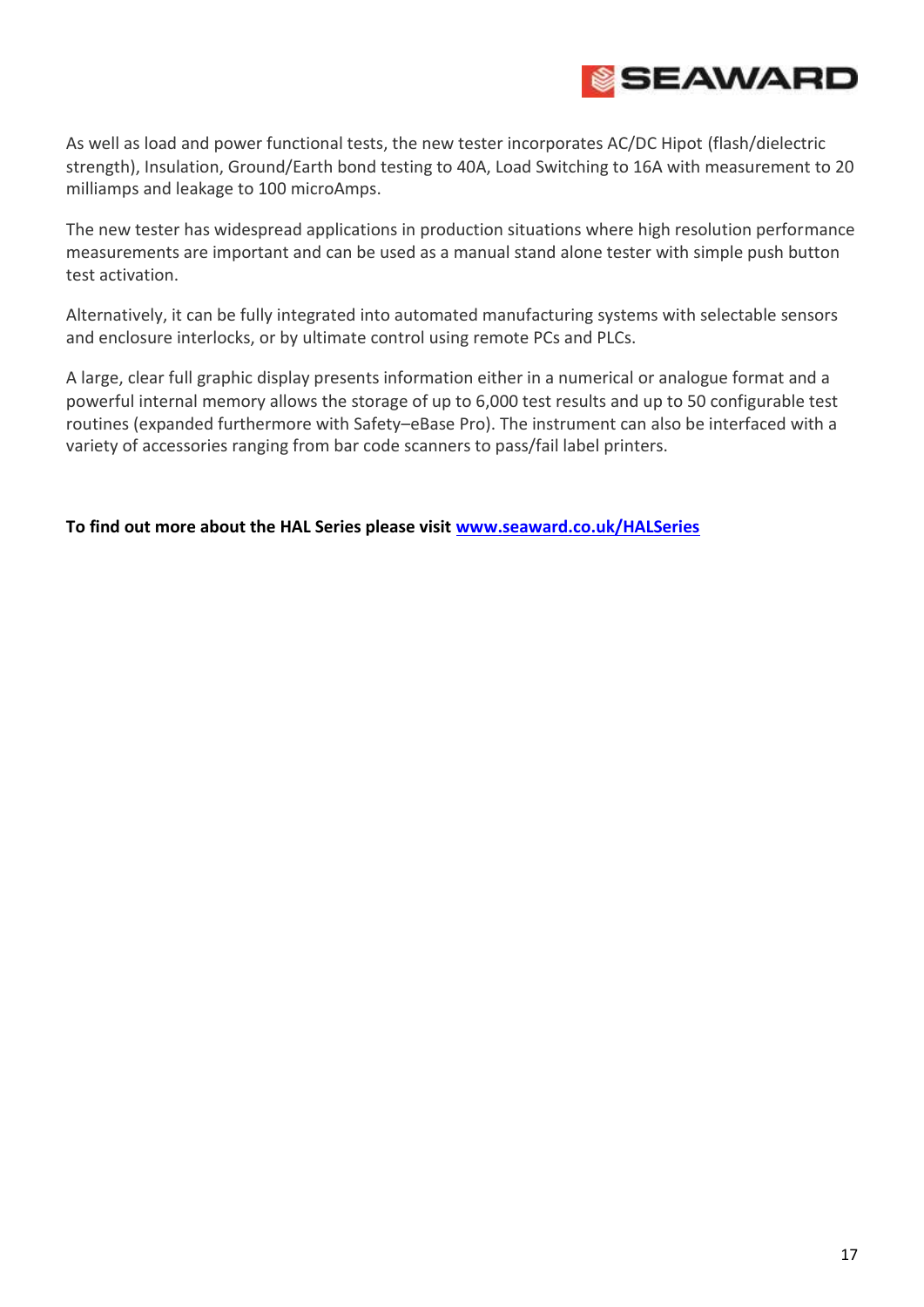As well as load and power functional tests, the new tester incorporates AC/DC Hipot (flash/dielectric strength), Insulation, Ground/Earth bond testing to 40A, Load Switching to 16A with measurement to 20 milliamps and leakage to 100 microAmps.

The new tester has widespread applications in production situations where high resolution performance measurements are important and can be used as a manual stand alone tester with simple push button test activation.

Alternatively, it can be fully integrated into automated manufacturing systems with selectable sensors and enclosure interlocks, or by ultimate control using remote PCs and PLCs.

A large, clear full graphic display presents information either in a numerical or analogue format and a powerful internal memory allows the storage of up to 6,000 test results and up to 50 configurable test routines (expanded furthermore with Safety–eBase Pro). The instrument can also be interfaced with a variety of accessories ranging from bar code scanners to pass/fail label printers.

**To find out more about the HAL Series please visit [www.seaward.co.uk/HALSeries](http://www.seaward.co.uk/HALSeries)**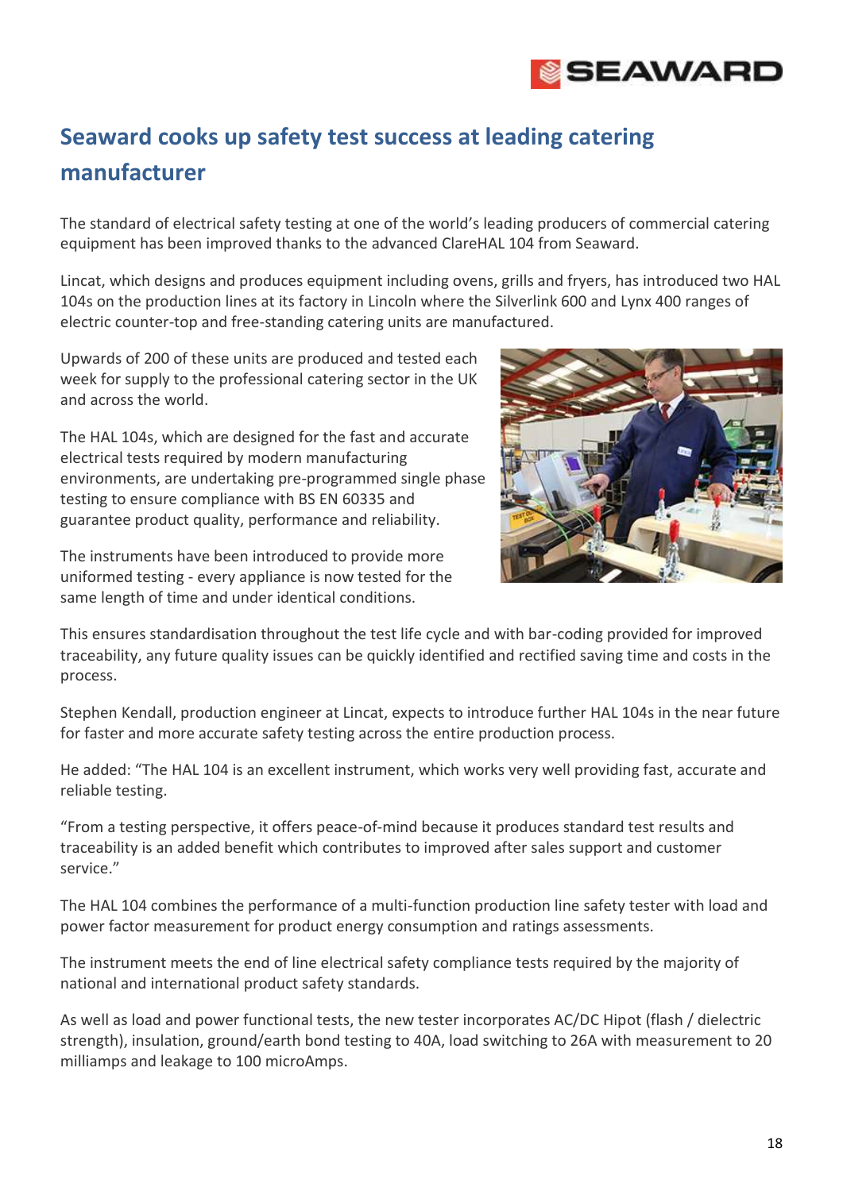# Seaward cooks up safety test success at leading catering manufacturer

The standard of electrical safety testing at one of the world's leading producers of commercial catering equipment has been improved thanks to the advanced ClareHAL 104 from Seaward.

Lincat, which designs and produces equipment including ovens, grills and fryers, has introduced two HAL 104s on the production lines at its factory in Lincoln where the Silverlink 600 and Lynx 400 ranges of electric counter-top and free-standing catering units are manufactured.

Upwards of 200 of these units are produced and tested each week for supply to the professional catering sector in the UK and across the world.

The HAL 104s, which are designed for the fast and accurate electrical tests required by modern manufacturing environments, are undertaking pre-programmed single phase testing to ensure compliance with BS EN 60335 and guarantee product quality, performance and reliability.

The instruments have been introduced to provide more uniformed testing - every appliance is now tested for the same length of time and under identical conditions.

This ensures standardisation throughout the test life cycle and with bar-coding provided for improved traceability, any future quality issues can be quickly identified and rectified saving time and costs in the process.

Stephen Kendall, production engineer at Lincat, expects to introduce further HAL 104s in the near future for faster and more accurate safety testing across the entire production process.

He added: "The HAL 104 is an excellent instrument, which works very well providing fast, accurate and reliable testing.

"From a testing perspective, it offers peace-of-mind because it produces standard test results and traceability is an added benefit which contributes to improved after sales support and customer service."

The HAL 104 combines the performance of a multi-function production line safety tester with load and power factor measurement for product energy consumption and ratings assessments.

The instrument meets the end of line electrical safety compliance tests required by the majority of national and international product safety standards.

As well as load and power functional tests, the new tester incorporates AC/DC Hipot (flash / dielectric strength), insulation, ground/earth bond testing to 40A, load switching to 26A with measurement to 20 milliamps and leakage to 100 microAmps.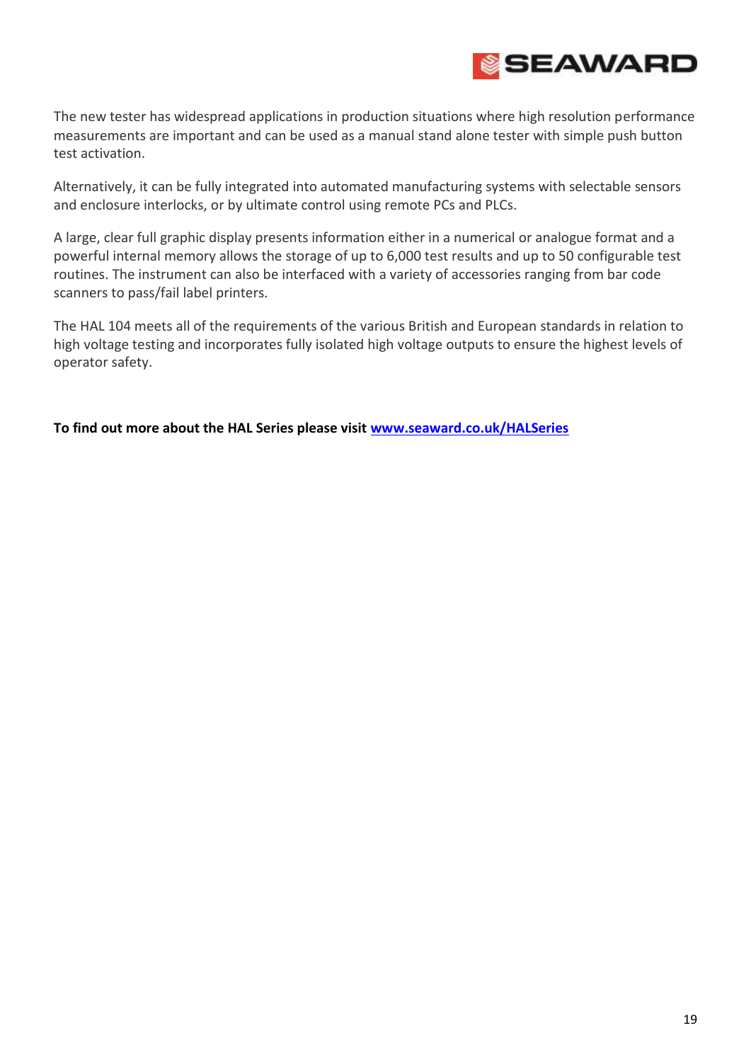The new tester has widespread applications in production situations where high resolution performance measurements are important and can be used as a manual stand alone tester with simple push button test activation.

Alternatively, it can be fully integrated into automated manufacturing systems with selectable sensors and enclosure interlocks, or by ultimate control using remote PCs and PLCs.

A large, clear full graphic display presents information either in a numerical or analogue format and a powerful internal memory allows the storage of up to 6,000 test results and up to 50 configurable test routines. The instrument can also be interfaced with a variety of accessories ranging from bar code scanners to pass/fail label printers.

The HAL 104 meets all of the requirements of the various British and European standards in relation to high voltage testing and incorporates fully isolated high voltage outputs to ensure the highest levels of operator safety.

**To find out more about the HAL Series please visit [www.seaward.co.uk/HALSeries](http://www.seaward.co.uk/HALSeries)**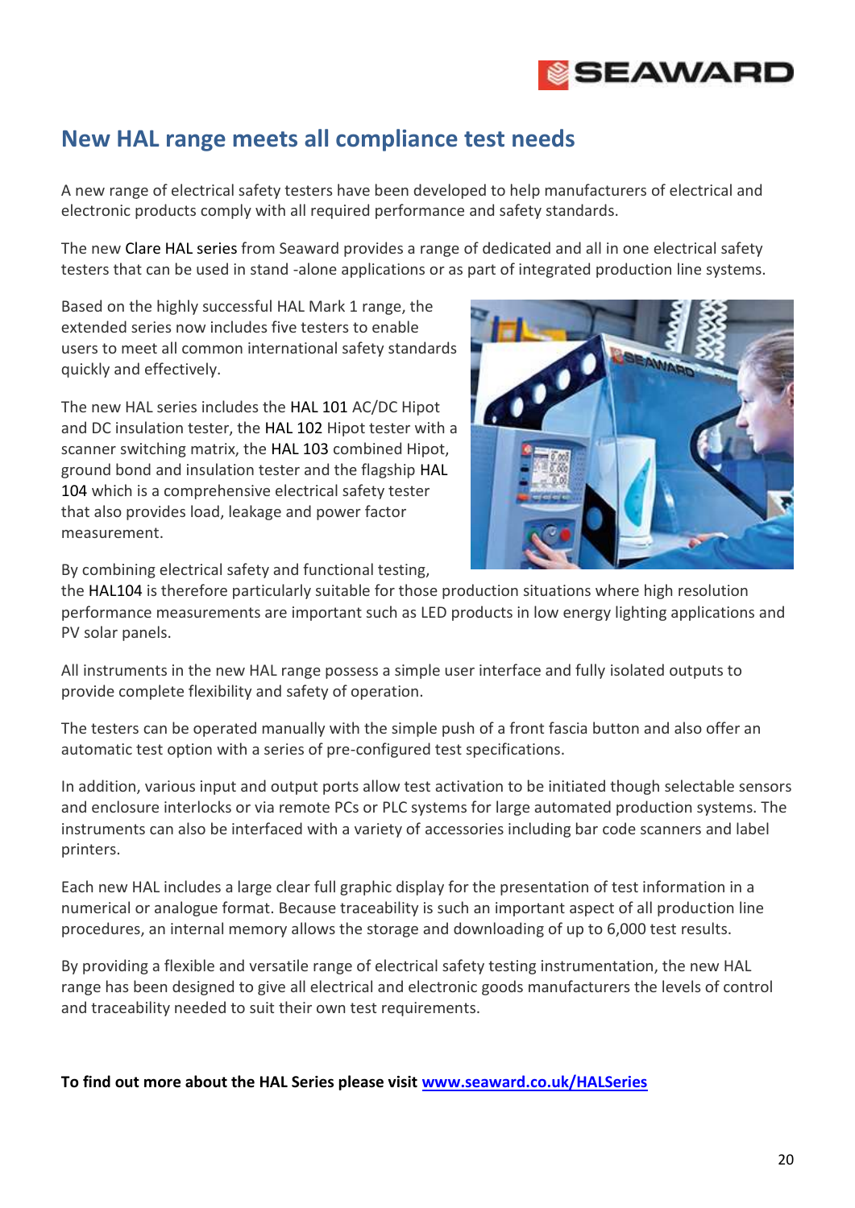## New HAL range meets all compliance test needs

A new range of electrical safety testers have been developed to help manufacturers of electrical and electronic products comply with all required performance and safety standards.

The new Clare HAL series from Seaward provides a range of dedicated and all in one electrical safety testers that can be used in stand -alone applications or as part of integrated production line systems.

Based on the highly successful HAL Mark 1 range, the extended series now includes five testers to enable users to meet all common international safety standards quickly and effectively.

The new HAL series includes the HAL 101 AC/DC Hipot and DC insulation tester, the HAL 102 Hipot tester with a scanner switching matrix, the HAL 103 combined Hipot, ground bond and insulation tester and the flagship HAL 104 which is a comprehensive electrical safety tester that also provides load, leakage and power factor measurement.

By combining electrical safety and functional testing, the HAL104 is therefore particularly suitable for those production situations where high resolution performance measurements are important such as LED products in low energy lighting applications and PV solar panels.

All instruments in the new HAL range possess a simple user interface and fully isolated outputs to provide complete flexibility and safety of operation.

The testers can be operated manually with the simple push of a front fascia button and also offer an automatic test option with a series of pre-configured test specifications.

In addition, various input and output ports allow test activation to be initiated though selectable sensors and enclosure interlocks or via remote PCs or PLC systems for large automated production systems. The instruments can also be interfaced with a variety of accessories including bar code scanners and label printers.

Each new HAL includes a large clear full graphic display for the presentation of test information in a numerical or analogue format. Because traceability is such an important aspect of all production line procedures, an internal memory allows the storage and downloading of up to 6,000 test results.

By providing a flexible and versatile range of electrical safety testing instrumentation, the new HAL range has been designed to give all electrical and electronic goods manufacturers the levels of control and traceability needed to suit their own test requirements.

**To find out more about the HAL Series please visit [www.seaward.co.uk/HALSeries](http://www.seaward.co.uk/HALSeries)**